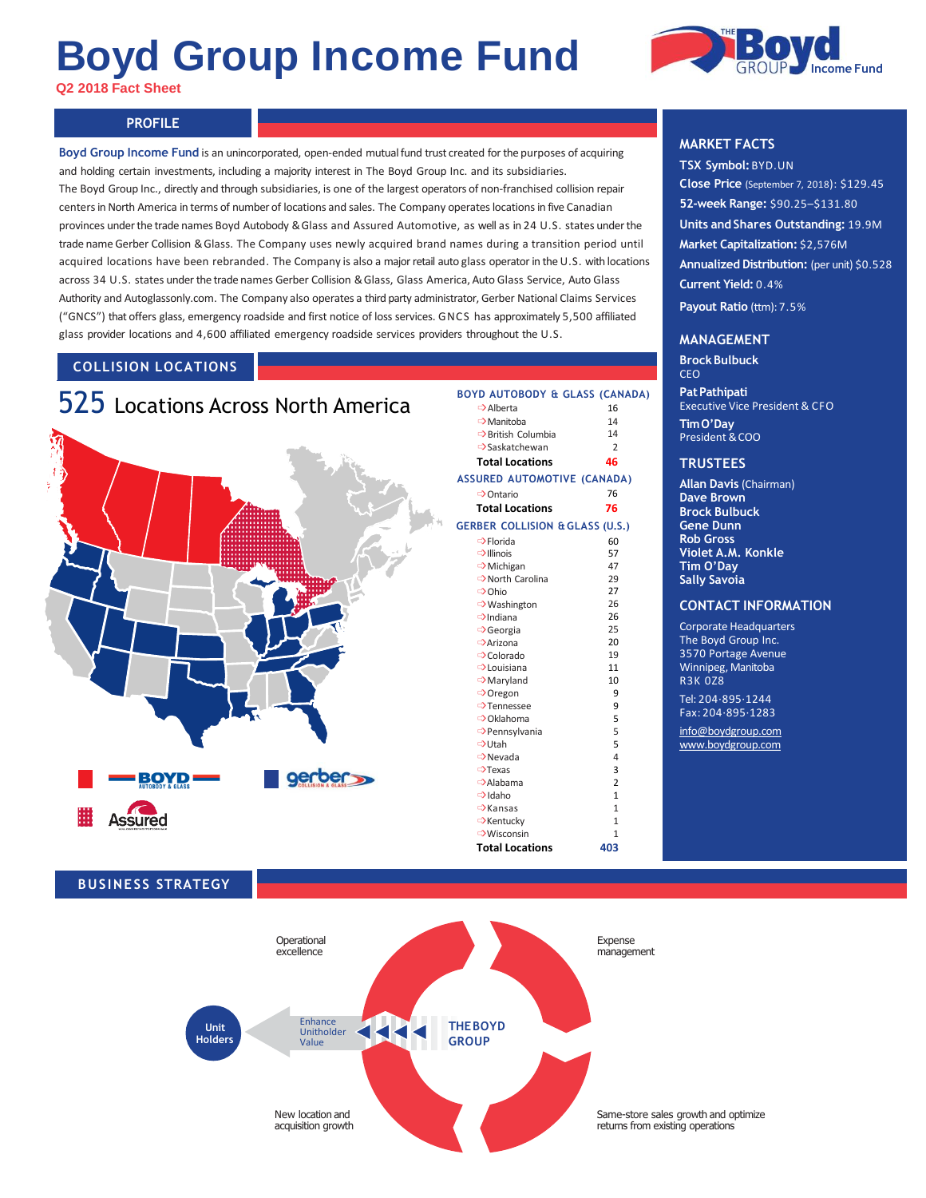# Boyd Group Income Fund

**Q2 2018 Fact Sheet**

## PROFILE

**Boyd Group Income Fund** is an unincorporated, open-ended mutual fund trust created for the purposes of acquiring and holding certain investments, including a majority interest in The Boyd Group Inc. and its subsidiaries.

The Boyd Group Inc., directly and through subsidiaries, is one of the largest operators of non-franchised collision repair centers in North America in terms of number of locations and sales. The Company operates locations in five Canadian provinces under the trade names Boyd Autobody & Glass and Assured Automotive, as well as in 24 U.S. states under the trade name Gerber Collision & Glass. The Company uses newly acquired brand names during a transition period until acquired locations have been rebranded. The Company is also a major retail auto glass operator in the U.S. with locations across 34 U.S. states under the trade names Gerber Collision & Glass, Glass America, Auto Glass Service, Auto Glass Authority and Autoglassonly.com. The Company also operates a third party administrator, Gerber National Claims Services ("GNCS") that offers glass, emergency roadside and first notice of loss services. GNCS has approximately 5,500 affiliated glass provider locations and 4,600 affiliated emergency roadside services providers throughout the U.S.

## COLLISION LOCATIONS

### 525 Locations Across North America

**BOYD AUTOBODY & GLASS (CANADA)**

| Province | Locations |
|---|---|
| Alberta | 16 |
| Manitoba | 14 |
| British Columbia | 14 |
| Saskatchewan | 2 |
| **Total Locations** | **46** |

**ASSURED AUTOMOTIVE (CANADA)**

| Province | Locations |
|---|---|
| Ontario | 76 |
| **Total Locations** | **76** |

**GERBER COLLISION & GLASS (U.S.)**

| State | Locations |
|---|---|
| Florida | 60 |
| Illinois | 57 |
| Michigan | 47 |
| North Carolina | 29 |
| Ohio | 27 |
| Washington | 26 |
| Indiana | 26 |
| Georgia | 25 |
| Arizona | 20 |
| Colorado | 19 |
| Louisiana | 11 |
| Maryland | 10 |
| Oregon | 9 |
| Tennessee | 9 |
| Oklahoma | 5 |
| Pennsylvania | 5 |
| Utah | 5 |
| Nevada | 4 |
| Texas | 3 |
| Alabama | 2 |
| Idaho | 1 |
| Kansas | 1 |
| Kentucky | 1 |
| Wisconsin | 1 |
| **Total Locations** | **403** |

## MARKET FACTS

**TSX Symbol:** BYD.UN
**Close Price** (September 7, 2018): $129.45
**52-week Range:** $90.25–$131.80
**Units and Shares Outstanding:** 19.9M
**Market Capitalization:** $2,576M
**Annualized Distribution:** (per unit) $0.528
**Current Yield:** 0.4%
**Payout Ratio** (ttm): 7.5%

## MANAGEMENT

**Brock Bulbuck**
CEO

**Pat Pathipati**
Executive Vice President & CFO

**Tim O'Day**
President & COO

## TRUSTEES

**Allan Davis** (Chairman)
**Dave Brown**
**Brock Bulbuck**
**Gene Dunn**
**Rob Gross**
**Violet A.M. Konkle**
**Tim O'Day**
**Sally Savoia**

## CONTACT INFORMATION

Corporate Headquarters
The Boyd Group Inc.
3570 Portage Avenue
Winnipeg, Manitoba
R3K 0Z8

Tel: 204-895-1244
Fax: 204-895-1283

info@boydgroup.com
www.boydgroup.com

## BUSINESS STRATEGY

- Operational excellence
- Expense management
- Same-store sales growth and optimize returns from existing operations
- New location and acquisition growth

THE BOYD GROUP → Enhance Unitholder Value → Unit Holders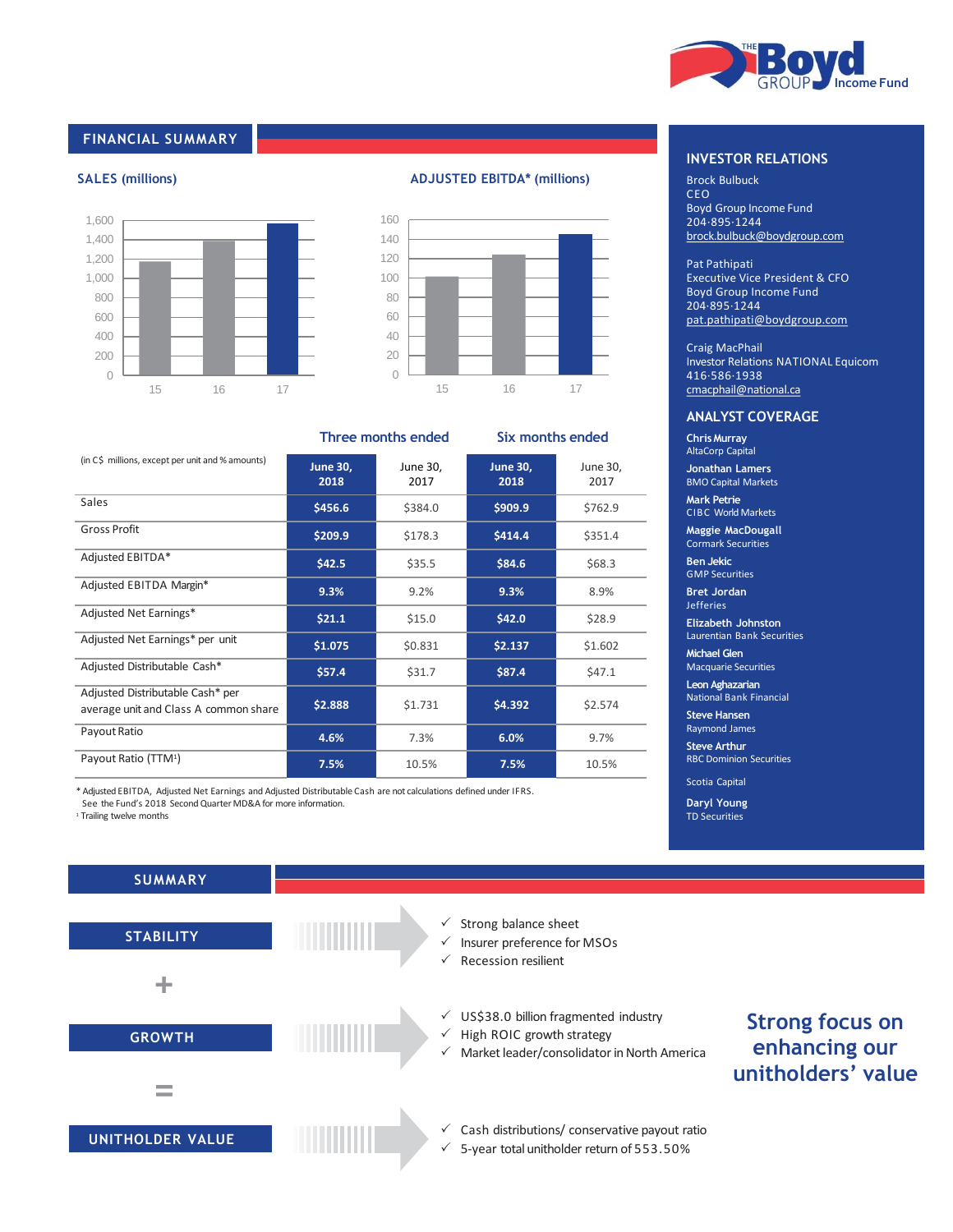## FINANCIAL SUMMARY

### SALES (millions)

1,600
1,400
1,200
1,000
800
600
400
200
0
15
16
17

### ADJUSTED EBITDA* (millions)

160
140
120
100
80
60
40
20
0
15
16
17

| (in C$ millions, except per unit and % amounts) | Three months ended | | Six months ended | |
|---|---|---|---|---|
| | June 30, 2018 | June 30, 2017 | June 30, 2018 | June 30, 2017 |
| Sales | $456.6 | $384.0 | $909.9 | $762.9 |
| Gross Profit | $209.9 | $178.3 | $414.4 | $351.4 |
| Adjusted EBITDA* | $42.5 | $35.5 | $84.6 | $68.3 |
| Adjusted EBITDA Margin* | 9.3% | 9.2% | 9.3% | 8.9% |
| Adjusted Net Earnings* | $21.1 | $15.0 | $42.0 | $28.9 |
| Adjusted Net Earnings* per unit | $1.075 | $0.831 | $2.137 | $1.602 |
| Adjusted Distributable Cash* | $57.4 | $31.7 | $87.4 | $47.1 |
| Adjusted Distributable Cash* per average unit and Class A common share | $2.888 | $1.731 | $4.392 | $2.574 |
| Payout Ratio | 4.6% | 7.3% | 6.0% | 9.7% |
| Payout Ratio (TTM[1]) | 7.5% | 10.5% | 7.5% | 10.5% |

\* Adjusted EBITDA, Adjusted Net Earnings and Adjusted Distributable Cash are not calculations defined under IFRS. See the Fund's 2018 Second Quarter MD&A for more information.
[1] Trailing twelve months

## INVESTOR RELATIONS

Brock Bulbuck
CEO
Boyd Group Income Fund
204·895·1244
brock.bulbuck@boydgroup.com

Pat Pathipati
Executive Vice President & CFO
Boyd Group Income Fund
204·895·1244
pat.pathipati@boydgroup.com

Craig MacPhail
Investor Relations NATIONAL Equicom
416·586·1938
cmacphail@national.ca

## ANALYST COVERAGE

**Chris Murray**
AltaCorp Capital

**Jonathan Lamers**
BMO Capital Markets

**Mark Petrie**
CIBC World Markets

**Maggie MacDougall**
Cormark Securities

**Ben Jekic**
GMP Securities

**Bret Jordan**
Jefferies

**Elizabeth Johnston**
Laurentian Bank Securities

**Michael Glen**
Macquarie Securities

**Leon Aghazarian**
National Bank Financial

**Steve Hansen**
Raymond James

**Steve Arthur**
RBC Dominion Securities

Scotia Capital

**Daryl Young**
TD Securities

## SUMMARY

**STABILITY**

- ✓ Strong balance sheet
- ✓ Insurer preference for MSOs
- ✓ Recession resilient

\+

**GROWTH**

- ✓ US$38.0 billion fragmented industry
- ✓ High ROIC growth strategy
- ✓ Market leader/consolidator in North America

=

**UNITHOLDER VALUE**

- ✓ Cash distributions/ conservative payout ratio
- ✓ 5-year total unitholder return of 553.50%

**Strong focus on enhancing our unitholders' value**